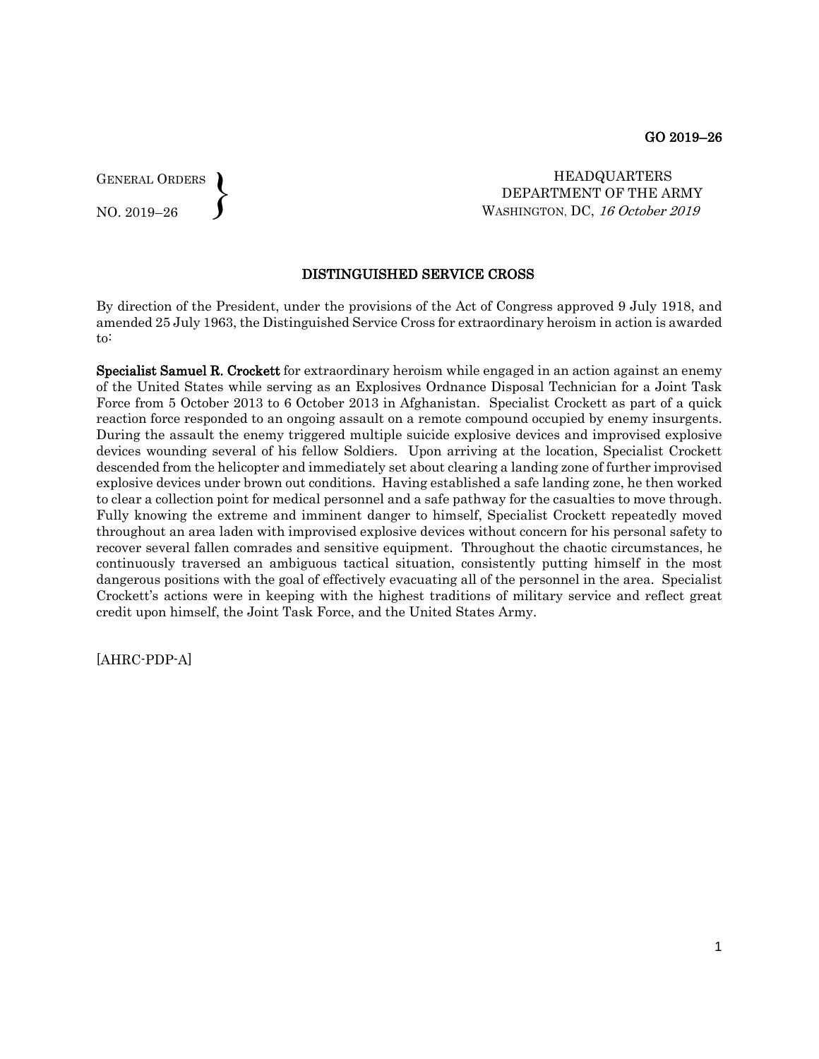GO 2019–26

GENERAL ORDERS
NO. 2019–26

HEADQUARTERS
DEPARTMENT OF THE ARMY
WASHINGTON, DC, *16 October 2019*

## DISTINGUISHED SERVICE CROSS

By direction of the President, under the provisions of the Act of Congress approved 9 July 1918, and amended 25 July 1963, the Distinguished Service Cross for extraordinary heroism in action is awarded to:

**Specialist Samuel R. Crockett** for extraordinary heroism while engaged in an action against an enemy of the United States while serving as an Explosives Ordnance Disposal Technician for a Joint Task Force from 5 October 2013 to 6 October 2013 in Afghanistan. Specialist Crockett as part of a quick reaction force responded to an ongoing assault on a remote compound occupied by enemy insurgents. During the assault the enemy triggered multiple suicide explosive devices and improvised explosive devices wounding several of his fellow Soldiers. Upon arriving at the location, Specialist Crockett descended from the helicopter and immediately set about clearing a landing zone of further improvised explosive devices under brown out conditions. Having established a safe landing zone, he then worked to clear a collection point for medical personnel and a safe pathway for the casualties to move through. Fully knowing the extreme and imminent danger to himself, Specialist Crockett repeatedly moved throughout an area laden with improvised explosive devices without concern for his personal safety to recover several fallen comrades and sensitive equipment. Throughout the chaotic circumstances, he continuously traversed an ambiguous tactical situation, consistently putting himself in the most dangerous positions with the goal of effectively evacuating all of the personnel in the area. Specialist Crockett's actions were in keeping with the highest traditions of military service and reflect great credit upon himself, the Joint Task Force, and the United States Army.

[AHRC-PDP-A]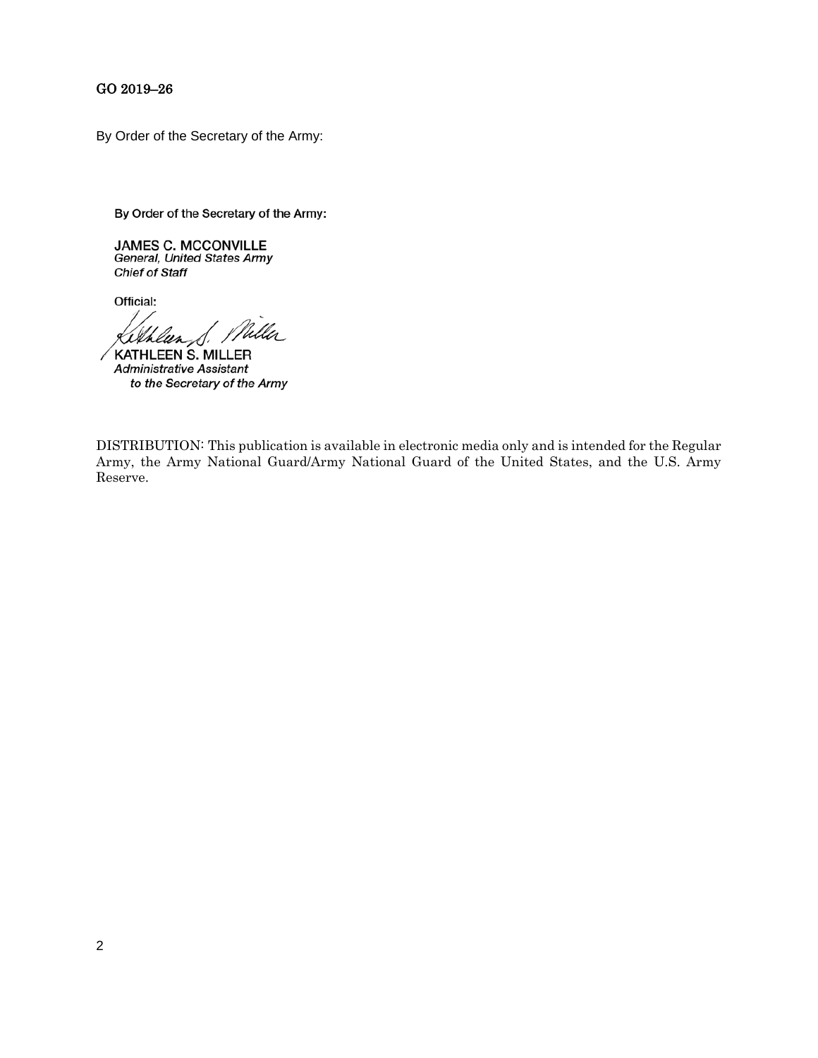GO 2019–26

By Order of the Secretary of the Army:

By Order of the Secretary of the Army:

**JAMES C. MCCONVILLE**
*General, United States Army*
*Chief of Staff*

Official:

**KATHLEEN S. MILLER**
*Administrative Assistant*
*to the Secretary of the Army*

DISTRIBUTION: This publication is available in electronic media only and is intended for the Regular Army, the Army National Guard/Army National Guard of the United States, and the U.S. Army Reserve.